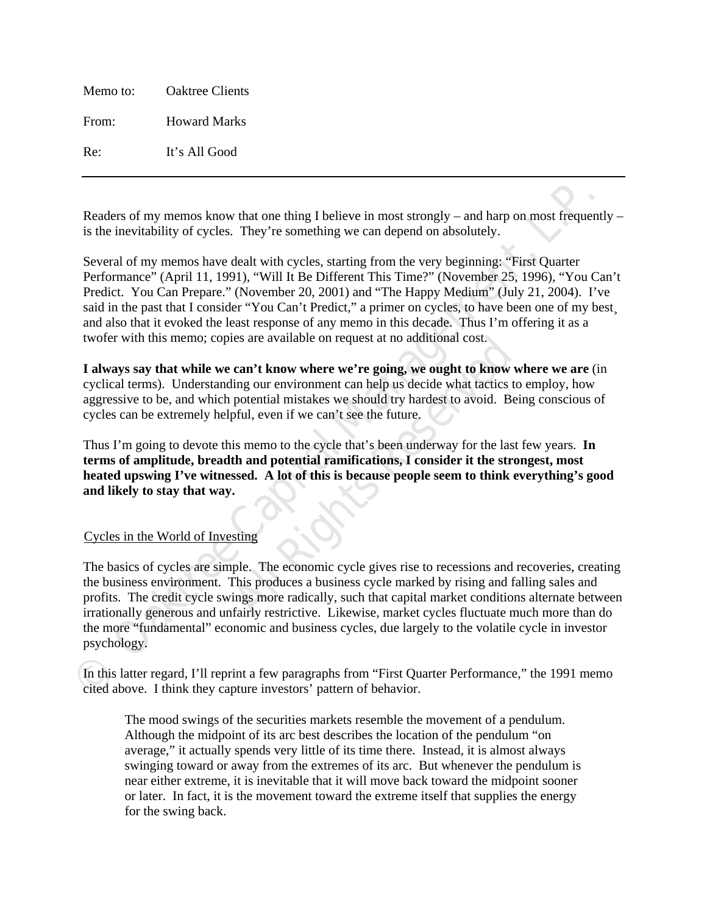Memo to: Oaktree Clients

From: Howard Marks

Re: It's All Good

---

Readers of my memos know that one thing I believe in most strongly – and harp on most frequently – is the inevitability of cycles. They're something we can depend on absolutely.

Several of my memos have dealt with cycles, starting from the very beginning: "First Quarter Performance" (April 11, 1991), "Will It Be Different This Time?" (November 25, 1996), "You Can't Predict. You Can Prepare." (November 20, 2001) and "The Happy Medium" (July 21, 2004). I've said in the past that I consider "You Can't Predict," a primer on cycles, to have been one of my best¸ and also that it evoked the least response of any memo in this decade. Thus I'm offering it as a twofer with this memo; copies are available on request at no additional cost.

**I always say that while we can't know where we're going, we ought to know where we are** (in cyclical terms). Understanding our environment can help us decide what tactics to employ, how aggressive to be, and which potential mistakes we should try hardest to avoid. Being conscious of cycles can be extremely helpful, even if we can't see the future.

Thus I'm going to devote this memo to the cycle that's been underway for the last few years. **In terms of amplitude, breadth and potential ramifications, I consider it the strongest, most heated upswing I've witnessed. A lot of this is because people seem to think everything's good and likely to stay that way.**

## Cycles in the World of Investing

The basics of cycles are simple. The economic cycle gives rise to recessions and recoveries, creating the business environment. This produces a business cycle marked by rising and falling sales and profits. The credit cycle swings more radically, such that capital market conditions alternate between irrationally generous and unfairly restrictive. Likewise, market cycles fluctuate much more than do the more "fundamental" economic and business cycles, due largely to the volatile cycle in investor psychology.

In this latter regard, I'll reprint a few paragraphs from "First Quarter Performance," the 1991 memo cited above. I think they capture investors' pattern of behavior.

> The mood swings of the securities markets resemble the movement of a pendulum. Although the midpoint of its arc best describes the location of the pendulum "on average," it actually spends very little of its time there. Instead, it is almost always swinging toward or away from the extremes of its arc. But whenever the pendulum is near either extreme, it is inevitable that it will move back toward the midpoint sooner or later. In fact, it is the movement toward the extreme itself that supplies the energy for the swing back.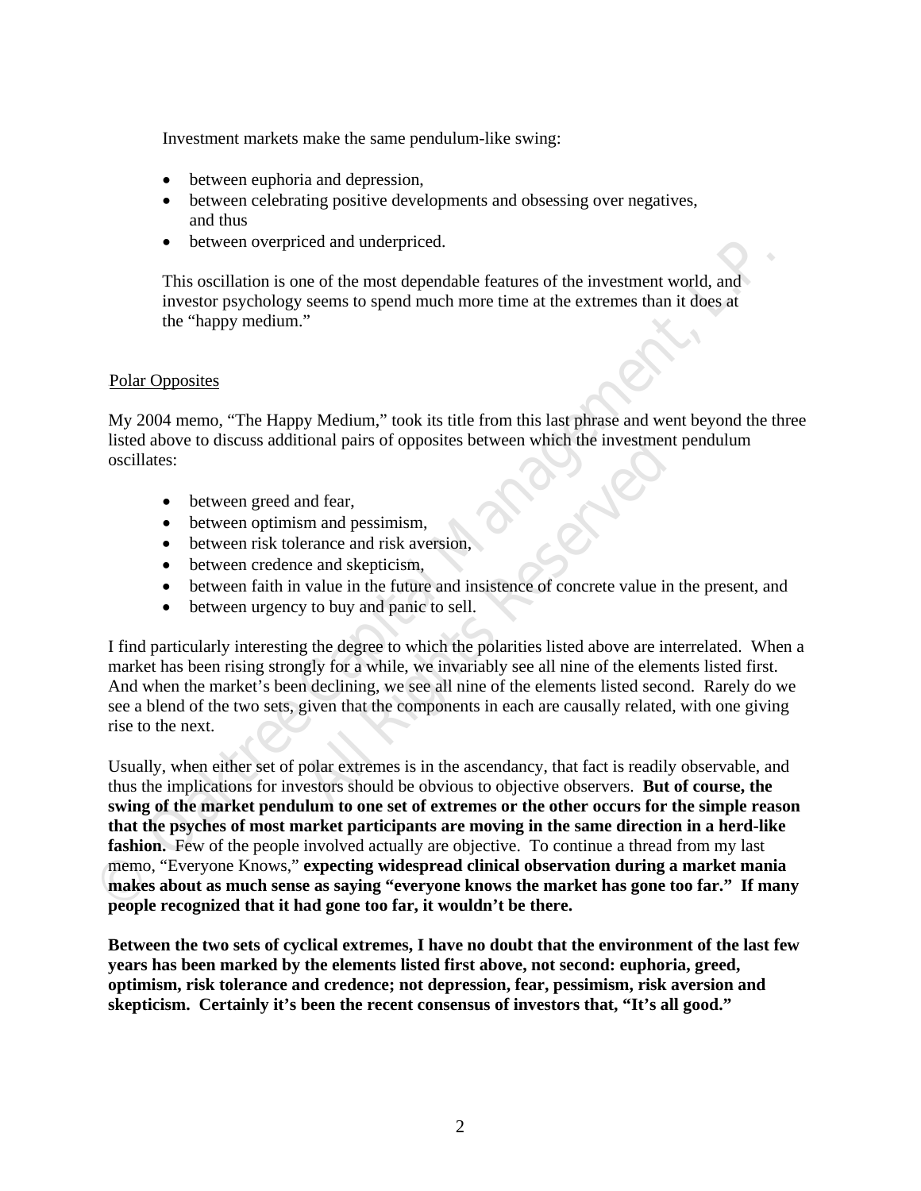Investment markets make the same pendulum-like swing:

- between euphoria and depression,
- between celebrating positive developments and obsessing over negatives, and thus
- between overpriced and underpriced.

This oscillation is one of the most dependable features of the investment world, and investor psychology seems to spend much more time at the extremes than it does at the "happy medium."

Polar Opposites

My 2004 memo, "The Happy Medium," took its title from this last phrase and went beyond the three listed above to discuss additional pairs of opposites between which the investment pendulum oscillates:

- between greed and fear,
- between optimism and pessimism,
- between risk tolerance and risk aversion,
- between credence and skepticism,
- between faith in value in the future and insistence of concrete value in the present, and
- between urgency to buy and panic to sell.

I find particularly interesting the degree to which the polarities listed above are interrelated. When a market has been rising strongly for a while, we invariably see all nine of the elements listed first. And when the market's been declining, we see all nine of the elements listed second. Rarely do we see a blend of the two sets, given that the components in each are causally related, with one giving rise to the next.

Usually, when either set of polar extremes is in the ascendancy, that fact is readily observable, and thus the implications for investors should be obvious to objective observers. **But of course, the swing of the market pendulum to one set of extremes or the other occurs for the simple reason that the psyches of most market participants are moving in the same direction in a herd-like fashion.** Few of the people involved actually are objective. To continue a thread from my last memo, "Everyone Knows," **expecting widespread clinical observation during a market mania makes about as much sense as saying "everyone knows the market has gone too far." If many people recognized that it had gone too far, it wouldn't be there.**

**Between the two sets of cyclical extremes, I have no doubt that the environment of the last few years has been marked by the elements listed first above, not second: euphoria, greed, optimism, risk tolerance and credence; not depression, fear, pessimism, risk aversion and skepticism. Certainly it's been the recent consensus of investors that, "It's all good."**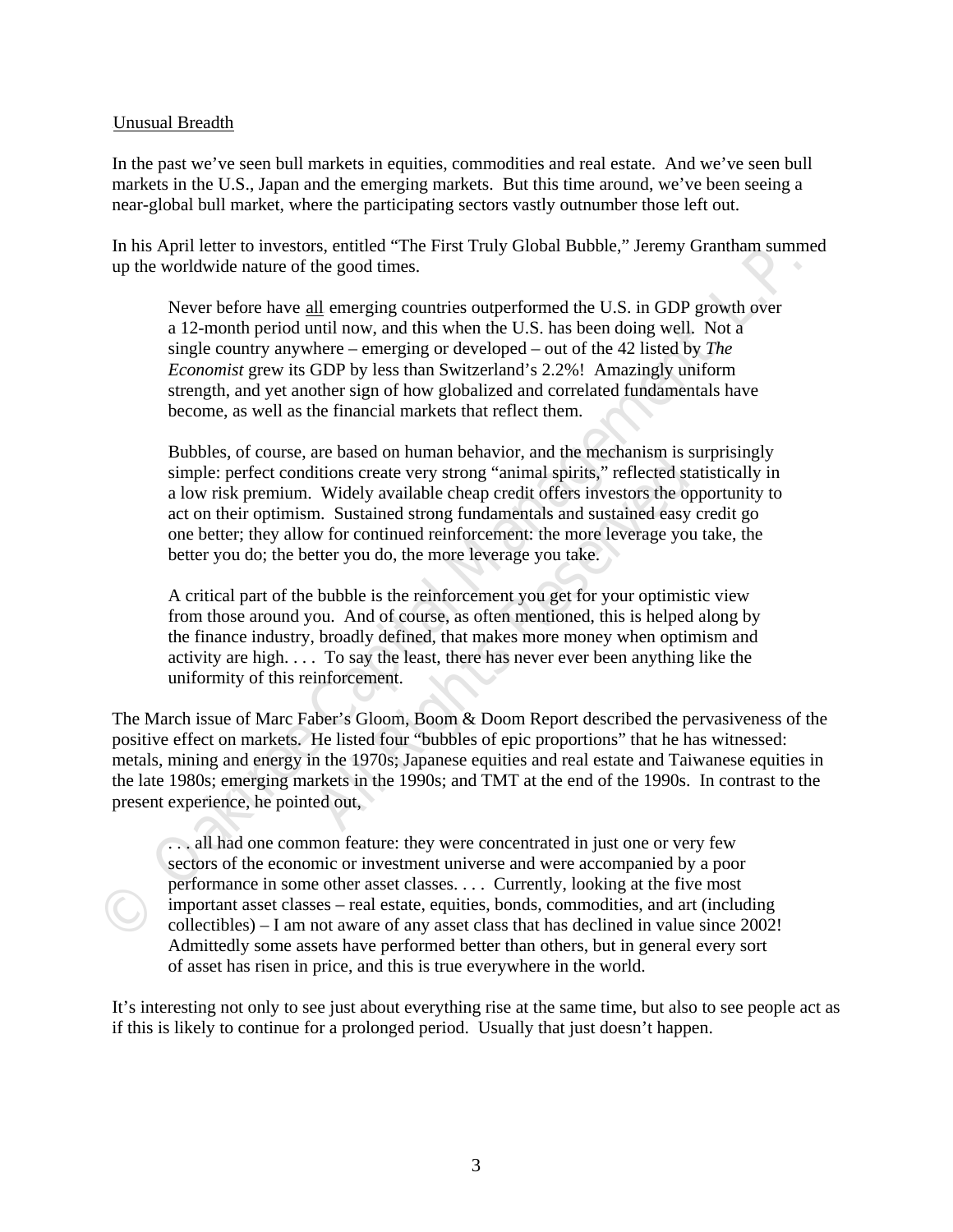Unusual Breadth

In the past we've seen bull markets in equities, commodities and real estate. And we've seen bull markets in the U.S., Japan and the emerging markets. But this time around, we've been seeing a near-global bull market, where the participating sectors vastly outnumber those left out.

In his April letter to investors, entitled "The First Truly Global Bubble," Jeremy Grantham summed up the worldwide nature of the good times.

> Never before have all emerging countries outperformed the U.S. in GDP growth over a 12-month period until now, and this when the U.S. has been doing well. Not a single country anywhere – emerging or developed – out of the 42 listed by *The Economist* grew its GDP by less than Switzerland's 2.2%! Amazingly uniform strength, and yet another sign of how globalized and correlated fundamentals have become, as well as the financial markets that reflect them.
>
> Bubbles, of course, are based on human behavior, and the mechanism is surprisingly simple: perfect conditions create very strong "animal spirits," reflected statistically in a low risk premium. Widely available cheap credit offers investors the opportunity to act on their optimism. Sustained strong fundamentals and sustained easy credit go one better; they allow for continued reinforcement: the more leverage you take, the better you do; the better you do, the more leverage you take.
>
> A critical part of the bubble is the reinforcement you get for your optimistic view from those around you. And of course, as often mentioned, this is helped along by the finance industry, broadly defined, that makes more money when optimism and activity are high. . . . To say the least, there has never ever been anything like the uniformity of this reinforcement.

The March issue of Marc Faber's Gloom, Boom & Doom Report described the pervasiveness of the positive effect on markets. He listed four "bubbles of epic proportions" that he has witnessed: metals, mining and energy in the 1970s; Japanese equities and real estate and Taiwanese equities in the late 1980s; emerging markets in the 1990s; and TMT at the end of the 1990s. In contrast to the present experience, he pointed out,

> . . . all had one common feature: they were concentrated in just one or very few sectors of the economic or investment universe and were accompanied by a poor performance in some other asset classes. . . . Currently, looking at the five most important asset classes – real estate, equities, bonds, commodities, and art (including collectibles) – I am not aware of any asset class that has declined in value since 2002! Admittedly some assets have performed better than others, but in general every sort of asset has risen in price, and this is true everywhere in the world.

It's interesting not only to see just about everything rise at the same time, but also to see people act as if this is likely to continue for a prolonged period. Usually that just doesn't happen.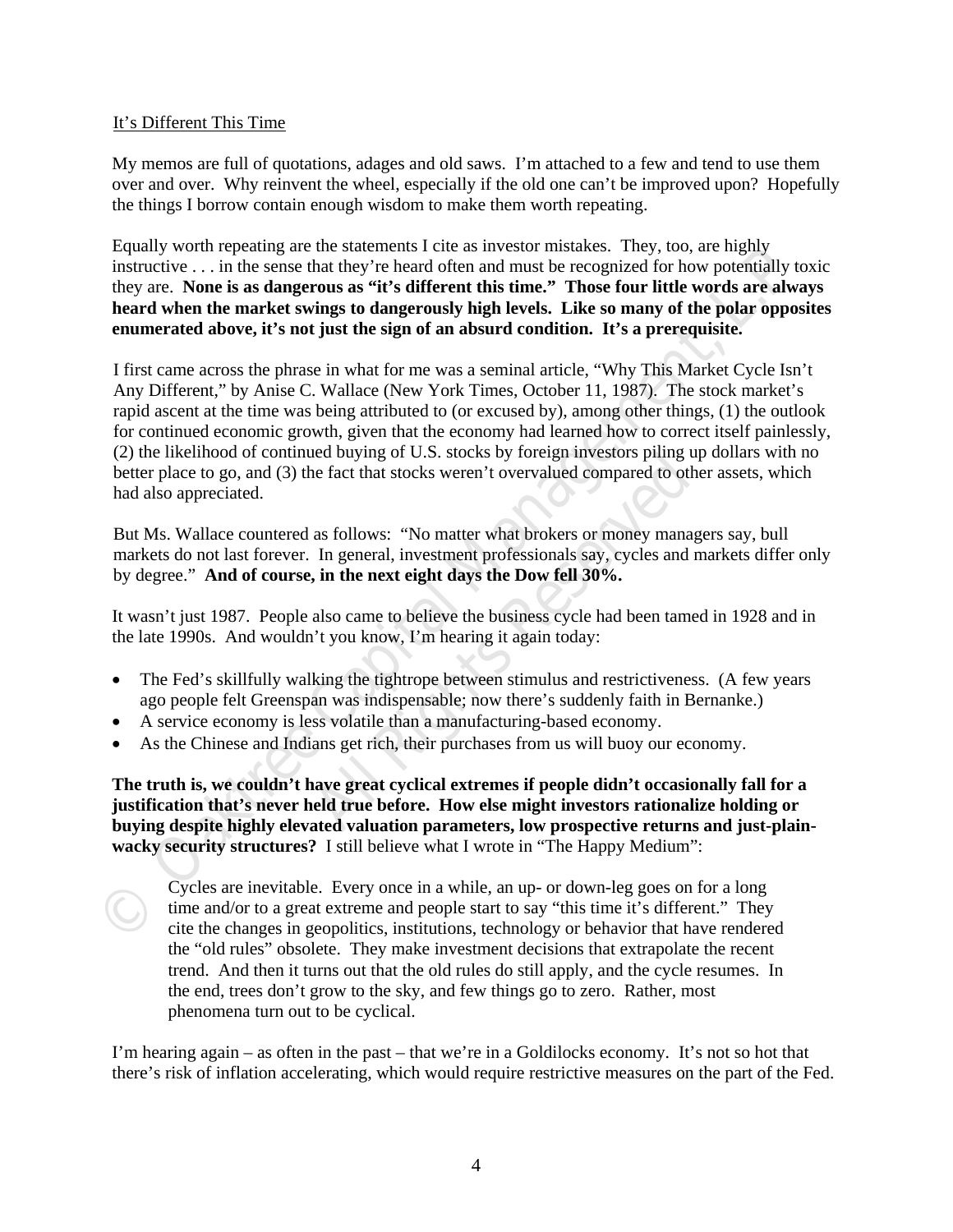It's Different This Time

My memos are full of quotations, adages and old saws. I'm attached to a few and tend to use them over and over. Why reinvent the wheel, especially if the old one can't be improved upon? Hopefully the things I borrow contain enough wisdom to make them worth repeating.

Equally worth repeating are the statements I cite as investor mistakes. They, too, are highly instructive . . . in the sense that they're heard often and must be recognized for how potentially toxic they are. **None is as dangerous as "it's different this time." Those four little words are always heard when the market swings to dangerously high levels. Like so many of the polar opposites enumerated above, it's not just the sign of an absurd condition. It's a prerequisite.**

I first came across the phrase in what for me was a seminal article, "Why This Market Cycle Isn't Any Different," by Anise C. Wallace (New York Times, October 11, 1987). The stock market's rapid ascent at the time was being attributed to (or excused by), among other things, (1) the outlook for continued economic growth, given that the economy had learned how to correct itself painlessly, (2) the likelihood of continued buying of U.S. stocks by foreign investors piling up dollars with no better place to go, and (3) the fact that stocks weren't overvalued compared to other assets, which had also appreciated.

But Ms. Wallace countered as follows: "No matter what brokers or money managers say, bull markets do not last forever. In general, investment professionals say, cycles and markets differ only by degree." **And of course, in the next eight days the Dow fell 30%.**

It wasn't just 1987. People also came to believe the business cycle had been tamed in 1928 and in the late 1990s. And wouldn't you know, I'm hearing it again today:

- The Fed's skillfully walking the tightrope between stimulus and restrictiveness. (A few years ago people felt Greenspan was indispensable; now there's suddenly faith in Bernanke.)
- A service economy is less volatile than a manufacturing-based economy.
- As the Chinese and Indians get rich, their purchases from us will buoy our economy.

**The truth is, we couldn't have great cyclical extremes if people didn't occasionally fall for a justification that's never held true before. How else might investors rationalize holding or buying despite highly elevated valuation parameters, low prospective returns and just-plain-wacky security structures?** I still believe what I wrote in "The Happy Medium":

> Cycles are inevitable. Every once in a while, an up- or down-leg goes on for a long time and/or to a great extreme and people start to say "this time it's different." They cite the changes in geopolitics, institutions, technology or behavior that have rendered the "old rules" obsolete. They make investment decisions that extrapolate the recent trend. And then it turns out that the old rules do still apply, and the cycle resumes. In the end, trees don't grow to the sky, and few things go to zero. Rather, most phenomena turn out to be cyclical.

I'm hearing again – as often in the past – that we're in a Goldilocks economy. It's not so hot that there's risk of inflation accelerating, which would require restrictive measures on the part of the Fed.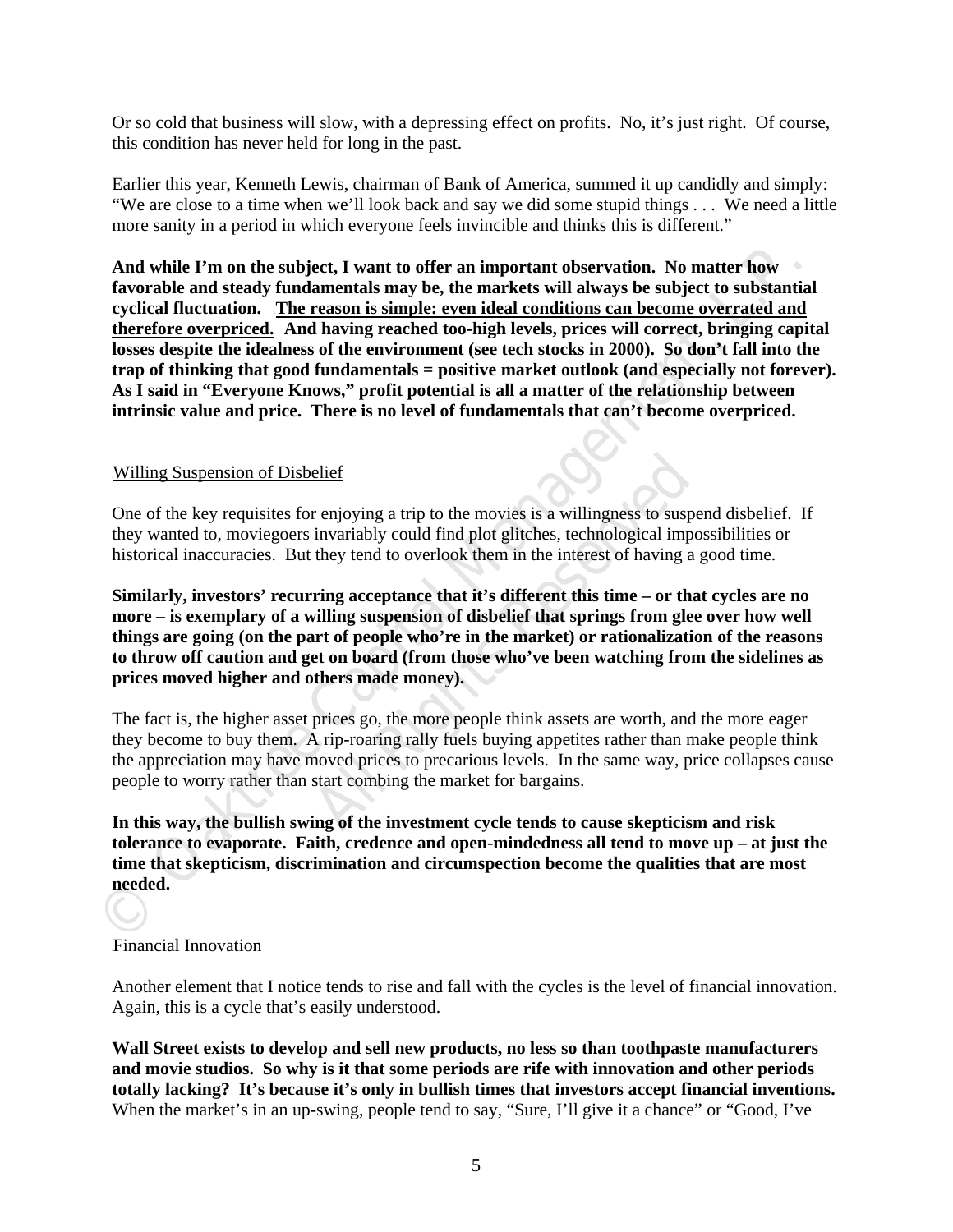Or so cold that business will slow, with a depressing effect on profits. No, it's just right. Of course, this condition has never held for long in the past.

Earlier this year, Kenneth Lewis, chairman of Bank of America, summed it up candidly and simply: "We are close to a time when we'll look back and say we did some stupid things . . . We need a little more sanity in a period in which everyone feels invincible and thinks this is different."

**And while I'm on the subject, I want to offer an important observation. No matter how favorable and steady fundamentals may be, the markets will always be subject to substantial cyclical fluctuation. <u>The reason is simple: even ideal conditions can become overrated and therefore overpriced.</u> And having reached too-high levels, prices will correct, bringing capital losses despite the idealness of the environment (see tech stocks in 2000). So don't fall into the trap of thinking that good fundamentals = positive market outlook (and especially not forever). As I said in "Everyone Knows," profit potential is all a matter of the relationship between intrinsic value and price. There is no level of fundamentals that can't become overpriced.**

<u>Willing Suspension of Disbelief</u>

One of the key requisites for enjoying a trip to the movies is a willingness to suspend disbelief. If they wanted to, moviegoers invariably could find plot glitches, technological impossibilities or historical inaccuracies. But they tend to overlook them in the interest of having a good time.

**Similarly, investors' recurring acceptance that it's different this time – or that cycles are no more – is exemplary of a willing suspension of disbelief that springs from glee over how well things are going (on the part of people who're in the market) or rationalization of the reasons to throw off caution and get on board (from those who've been watching from the sidelines as prices moved higher and others made money).**

The fact is, the higher asset prices go, the more people think assets are worth, and the more eager they become to buy them. A rip-roaring rally fuels buying appetites rather than make people think the appreciation may have moved prices to precarious levels. In the same way, price collapses cause people to worry rather than start combing the market for bargains.

**In this way, the bullish swing of the investment cycle tends to cause skepticism and risk tolerance to evaporate. Faith, credence and open-mindedness all tend to move up – at just the time that skepticism, discrimination and circumspection become the qualities that are most needed.**

<u>Financial Innovation</u>

Another element that I notice tends to rise and fall with the cycles is the level of financial innovation. Again, this is a cycle that's easily understood.

**Wall Street exists to develop and sell new products, no less so than toothpaste manufacturers and movie studios. So why is it that some periods are rife with innovation and other periods totally lacking? It's because it's only in bullish times that investors accept financial inventions.** When the market's in an up-swing, people tend to say, "Sure, I'll give it a chance" or "Good, I've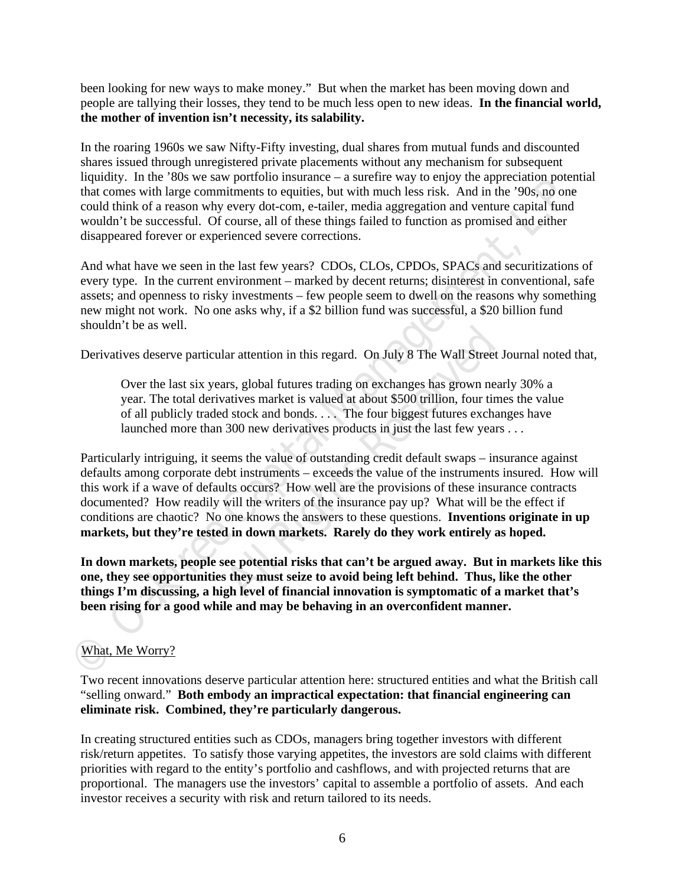been looking for new ways to make money." But when the market has been moving down and people are tallying their losses, they tend to be much less open to new ideas. **In the financial world, the mother of invention isn't necessity, its salability.**

In the roaring 1960s we saw Nifty-Fifty investing, dual shares from mutual funds and discounted shares issued through unregistered private placements without any mechanism for subsequent liquidity. In the '80s we saw portfolio insurance – a surefire way to enjoy the appreciation potential that comes with large commitments to equities, but with much less risk. And in the '90s, no one could think of a reason why every dot-com, e-tailer, media aggregation and venture capital fund wouldn't be successful. Of course, all of these things failed to function as promised and either disappeared forever or experienced severe corrections.

And what have we seen in the last few years? CDOs, CLOs, CPDOs, SPACs and securitizations of every type. In the current environment – marked by decent returns; disinterest in conventional, safe assets; and openness to risky investments – few people seem to dwell on the reasons why something new might not work. No one asks why, if a $2 billion fund was successful, a $20 billion fund shouldn't be as well.

Derivatives deserve particular attention in this regard. On July 8 The Wall Street Journal noted that,

> Over the last six years, global futures trading on exchanges has grown nearly 30% a year. The total derivatives market is valued at about $500 trillion, four times the value of all publicly traded stock and bonds. . . . The four biggest futures exchanges have launched more than 300 new derivatives products in just the last few years . . .

Particularly intriguing, it seems the value of outstanding credit default swaps – insurance against defaults among corporate debt instruments – exceeds the value of the instruments insured. How will this work if a wave of defaults occurs? How well are the provisions of these insurance contracts documented? How readily will the writers of the insurance pay up? What will be the effect if conditions are chaotic? No one knows the answers to these questions. **Inventions originate in up markets, but they're tested in down markets. Rarely do they work entirely as hoped.**

**In down markets, people see potential risks that can't be argued away. But in markets like this one, they see opportunities they must seize to avoid being left behind. Thus, like the other things I'm discussing, a high level of financial innovation is symptomatic of a market that's been rising for a good while and may be behaving in an overconfident manner.**

<u>What, Me Worry?</u>

Two recent innovations deserve particular attention here: structured entities and what the British call "selling onward." **Both embody an impractical expectation: that financial engineering can eliminate risk. Combined, they're particularly dangerous.**

In creating structured entities such as CDOs, managers bring together investors with different risk/return appetites. To satisfy those varying appetites, the investors are sold claims with different priorities with regard to the entity's portfolio and cashflows, and with projected returns that are proportional. The managers use the investors' capital to assemble a portfolio of assets. And each investor receives a security with risk and return tailored to its needs.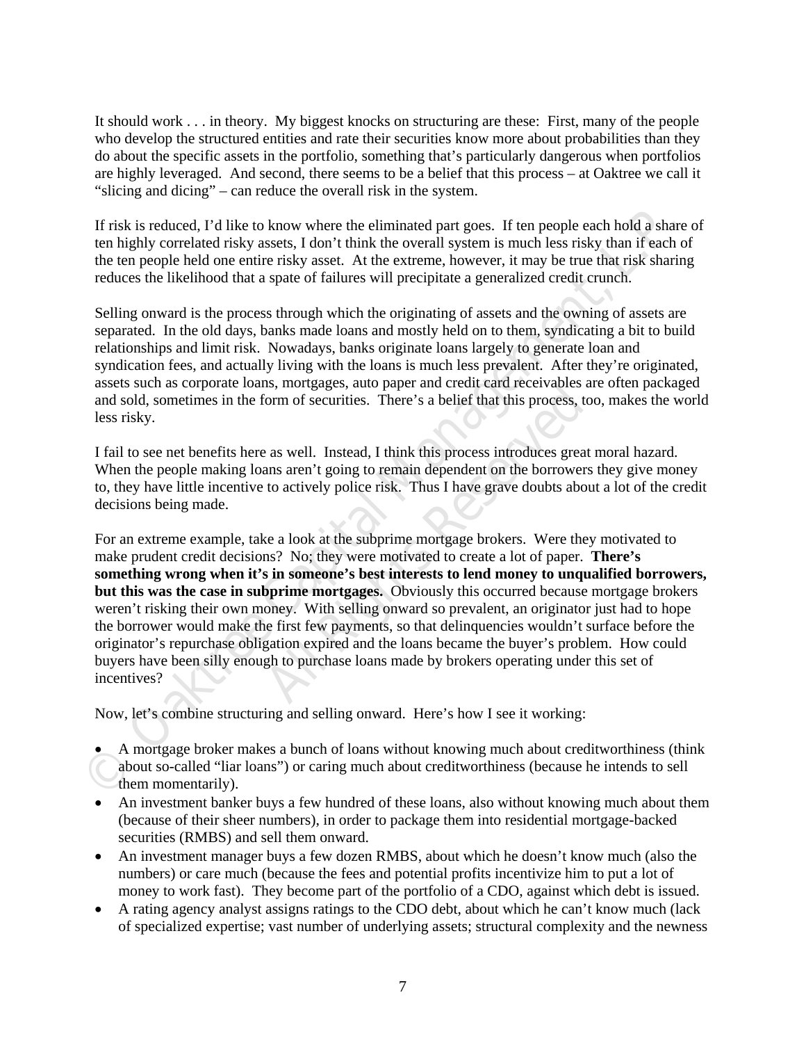It should work . . . in theory. My biggest knocks on structuring are these: First, many of the people who develop the structured entities and rate their securities know more about probabilities than they do about the specific assets in the portfolio, something that's particularly dangerous when portfolios are highly leveraged. And second, there seems to be a belief that this process – at Oaktree we call it "slicing and dicing" – can reduce the overall risk in the system.

If risk is reduced, I'd like to know where the eliminated part goes. If ten people each hold a share of ten highly correlated risky assets, I don't think the overall system is much less risky than if each of the ten people held one entire risky asset. At the extreme, however, it may be true that risk sharing reduces the likelihood that a spate of failures will precipitate a generalized credit crunch.

Selling onward is the process through which the originating of assets and the owning of assets are separated. In the old days, banks made loans and mostly held on to them, syndicating a bit to build relationships and limit risk. Nowadays, banks originate loans largely to generate loan and syndication fees, and actually living with the loans is much less prevalent. After they're originated, assets such as corporate loans, mortgages, auto paper and credit card receivables are often packaged and sold, sometimes in the form of securities. There's a belief that this process, too, makes the world less risky.

I fail to see net benefits here as well. Instead, I think this process introduces great moral hazard. When the people making loans aren't going to remain dependent on the borrowers they give money to, they have little incentive to actively police risk. Thus I have grave doubts about a lot of the credit decisions being made.

For an extreme example, take a look at the subprime mortgage brokers. Were they motivated to make prudent credit decisions? No; they were motivated to create a lot of paper. **There's something wrong when it's in someone's best interests to lend money to unqualified borrowers, but this was the case in subprime mortgages.** Obviously this occurred because mortgage brokers weren't risking their own money. With selling onward so prevalent, an originator just had to hope the borrower would make the first few payments, so that delinquencies wouldn't surface before the originator's repurchase obligation expired and the loans became the buyer's problem. How could buyers have been silly enough to purchase loans made by brokers operating under this set of incentives?

Now, let's combine structuring and selling onward. Here's how I see it working:

- A mortgage broker makes a bunch of loans without knowing much about creditworthiness (think about so-called "liar loans") or caring much about creditworthiness (because he intends to sell them momentarily).
- An investment banker buys a few hundred of these loans, also without knowing much about them (because of their sheer numbers), in order to package them into residential mortgage-backed securities (RMBS) and sell them onward.
- An investment manager buys a few dozen RMBS, about which he doesn't know much (also the numbers) or care much (because the fees and potential profits incentivize him to put a lot of money to work fast). They become part of the portfolio of a CDO, against which debt is issued.
- A rating agency analyst assigns ratings to the CDO debt, about which he can't know much (lack of specialized expertise; vast number of underlying assets; structural complexity and the newness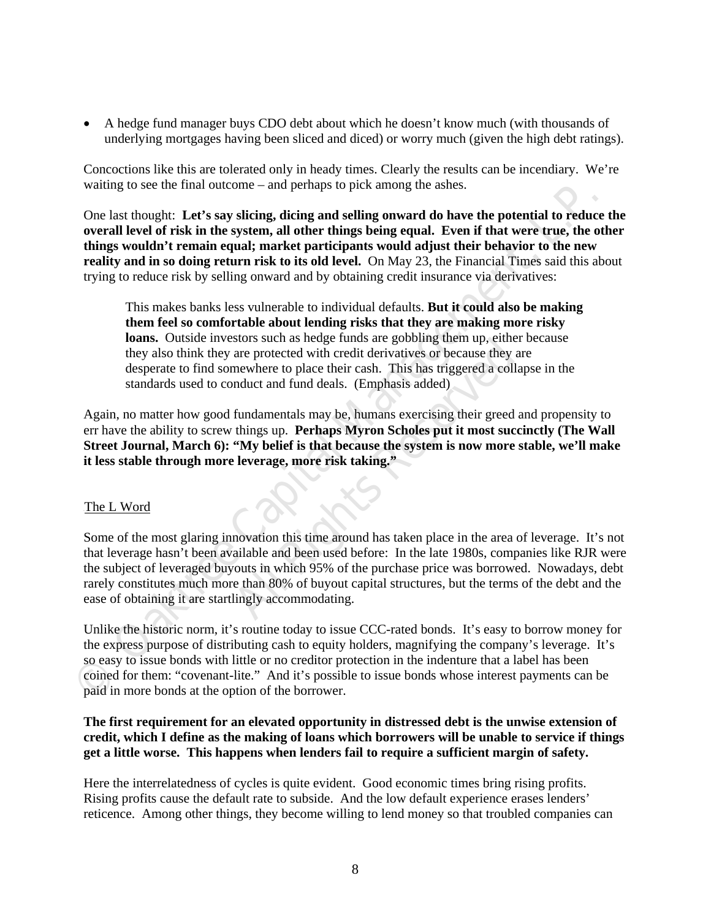- A hedge fund manager buys CDO debt about which he doesn't know much (with thousands of underlying mortgages having been sliced and diced) or worry much (given the high debt ratings).

Concoctions like this are tolerated only in heady times. Clearly the results can be incendiary. We're waiting to see the final outcome – and perhaps to pick among the ashes.

One last thought: **Let's say slicing, dicing and selling onward do have the potential to reduce the overall level of risk in the system, all other things being equal. Even if that were true, the other things wouldn't remain equal; market participants would adjust their behavior to the new reality and in so doing return risk to its old level.** On May 23, the Financial Times said this about trying to reduce risk by selling onward and by obtaining credit insurance via derivatives:

> This makes banks less vulnerable to individual defaults. **But it could also be making them feel so comfortable about lending risks that they are making more risky loans.** Outside investors such as hedge funds are gobbling them up, either because they also think they are protected with credit derivatives or because they are desperate to find somewhere to place their cash. This has triggered a collapse in the standards used to conduct and fund deals. (Emphasis added)

Again, no matter how good fundamentals may be, humans exercising their greed and propensity to err have the ability to screw things up. **Perhaps Myron Scholes put it most succinctly (The Wall Street Journal, March 6): "My belief is that because the system is now more stable, we'll make it less stable through more leverage, more risk taking."**

## The L Word

Some of the most glaring innovation this time around has taken place in the area of leverage. It's not that leverage hasn't been available and been used before: In the late 1980s, companies like RJR were the subject of leveraged buyouts in which 95% of the purchase price was borrowed. Nowadays, debt rarely constitutes much more than 80% of buyout capital structures, but the terms of the debt and the ease of obtaining it are startlingly accommodating.

Unlike the historic norm, it's routine today to issue CCC-rated bonds. It's easy to borrow money for the express purpose of distributing cash to equity holders, magnifying the company's leverage. It's so easy to issue bonds with little or no creditor protection in the indenture that a label has been coined for them: "covenant-lite." And it's possible to issue bonds whose interest payments can be paid in more bonds at the option of the borrower.

**The first requirement for an elevated opportunity in distressed debt is the unwise extension of credit, which I define as the making of loans which borrowers will be unable to service if things get a little worse. This happens when lenders fail to require a sufficient margin of safety.**

Here the interrelatedness of cycles is quite evident. Good economic times bring rising profits. Rising profits cause the default rate to subside. And the low default experience erases lenders' reticence. Among other things, they become willing to lend money so that troubled companies can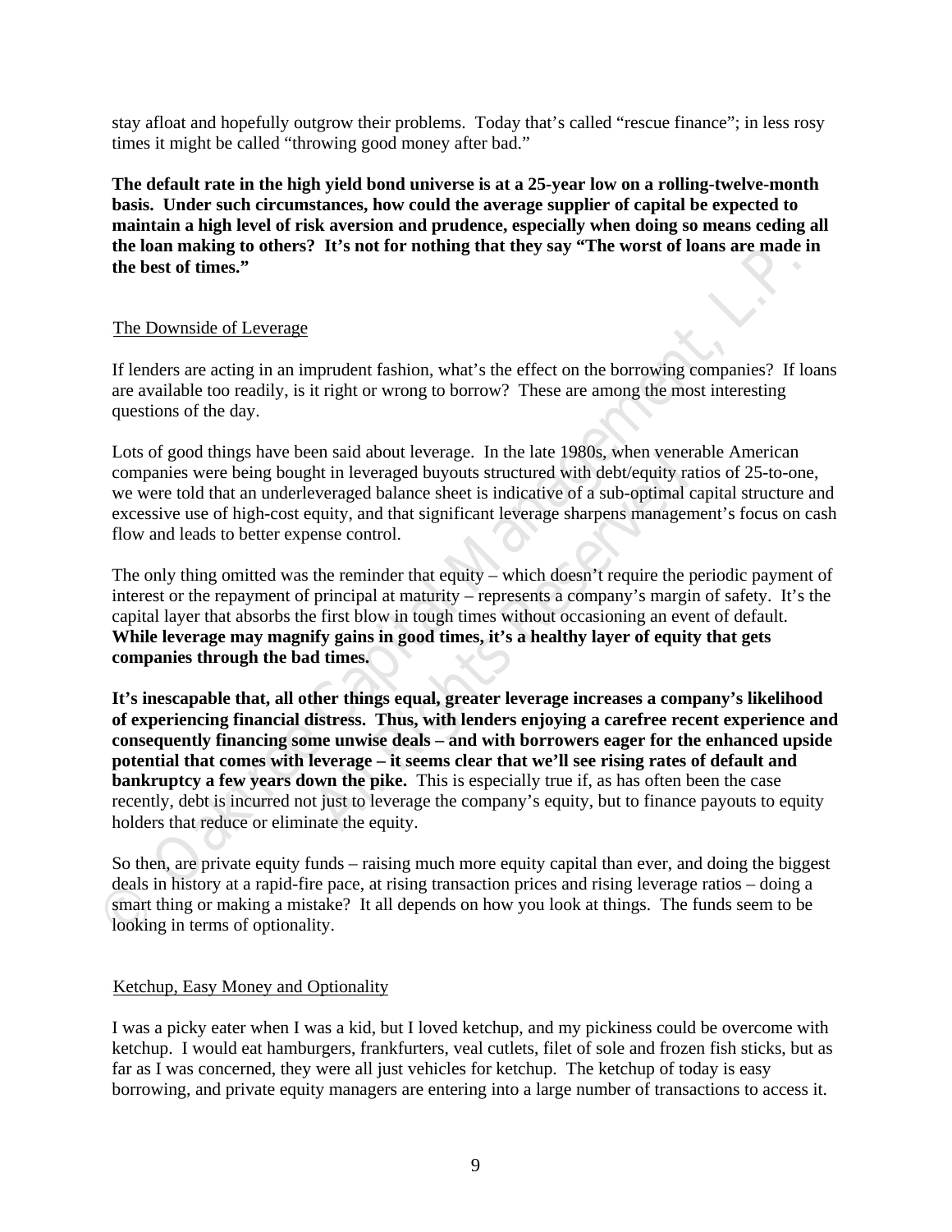stay afloat and hopefully outgrow their problems. Today that's called "rescue finance"; in less rosy times it might be called "throwing good money after bad."

**The default rate in the high yield bond universe is at a 25-year low on a rolling-twelve-month basis. Under such circumstances, how could the average supplier of capital be expected to maintain a high level of risk aversion and prudence, especially when doing so means ceding all the loan making to others? It's not for nothing that they say "The worst of loans are made in the best of times."**

## The Downside of Leverage

If lenders are acting in an imprudent fashion, what's the effect on the borrowing companies? If loans are available too readily, is it right or wrong to borrow? These are among the most interesting questions of the day.

Lots of good things have been said about leverage. In the late 1980s, when venerable American companies were being bought in leveraged buyouts structured with debt/equity ratios of 25-to-one, we were told that an underleveraged balance sheet is indicative of a sub-optimal capital structure and excessive use of high-cost equity, and that significant leverage sharpens management's focus on cash flow and leads to better expense control.

The only thing omitted was the reminder that equity – which doesn't require the periodic payment of interest or the repayment of principal at maturity – represents a company's margin of safety. It's the capital layer that absorbs the first blow in tough times without occasioning an event of default. **While leverage may magnify gains in good times, it's a healthy layer of equity that gets companies through the bad times.**

**It's inescapable that, all other things equal, greater leverage increases a company's likelihood of experiencing financial distress. Thus, with lenders enjoying a carefree recent experience and consequently financing some unwise deals – and with borrowers eager for the enhanced upside potential that comes with leverage – it seems clear that we'll see rising rates of default and bankruptcy a few years down the pike.** This is especially true if, as has often been the case recently, debt is incurred not just to leverage the company's equity, but to finance payouts to equity holders that reduce or eliminate the equity.

So then, are private equity funds – raising much more equity capital than ever, and doing the biggest deals in history at a rapid-fire pace, at rising transaction prices and rising leverage ratios – doing a smart thing or making a mistake? It all depends on how you look at things. The funds seem to be looking in terms of optionality.

## Ketchup, Easy Money and Optionality

I was a picky eater when I was a kid, but I loved ketchup, and my pickiness could be overcome with ketchup. I would eat hamburgers, frankfurters, veal cutlets, filet of sole and frozen fish sticks, but as far as I was concerned, they were all just vehicles for ketchup. The ketchup of today is easy borrowing, and private equity managers are entering into a large number of transactions to access it.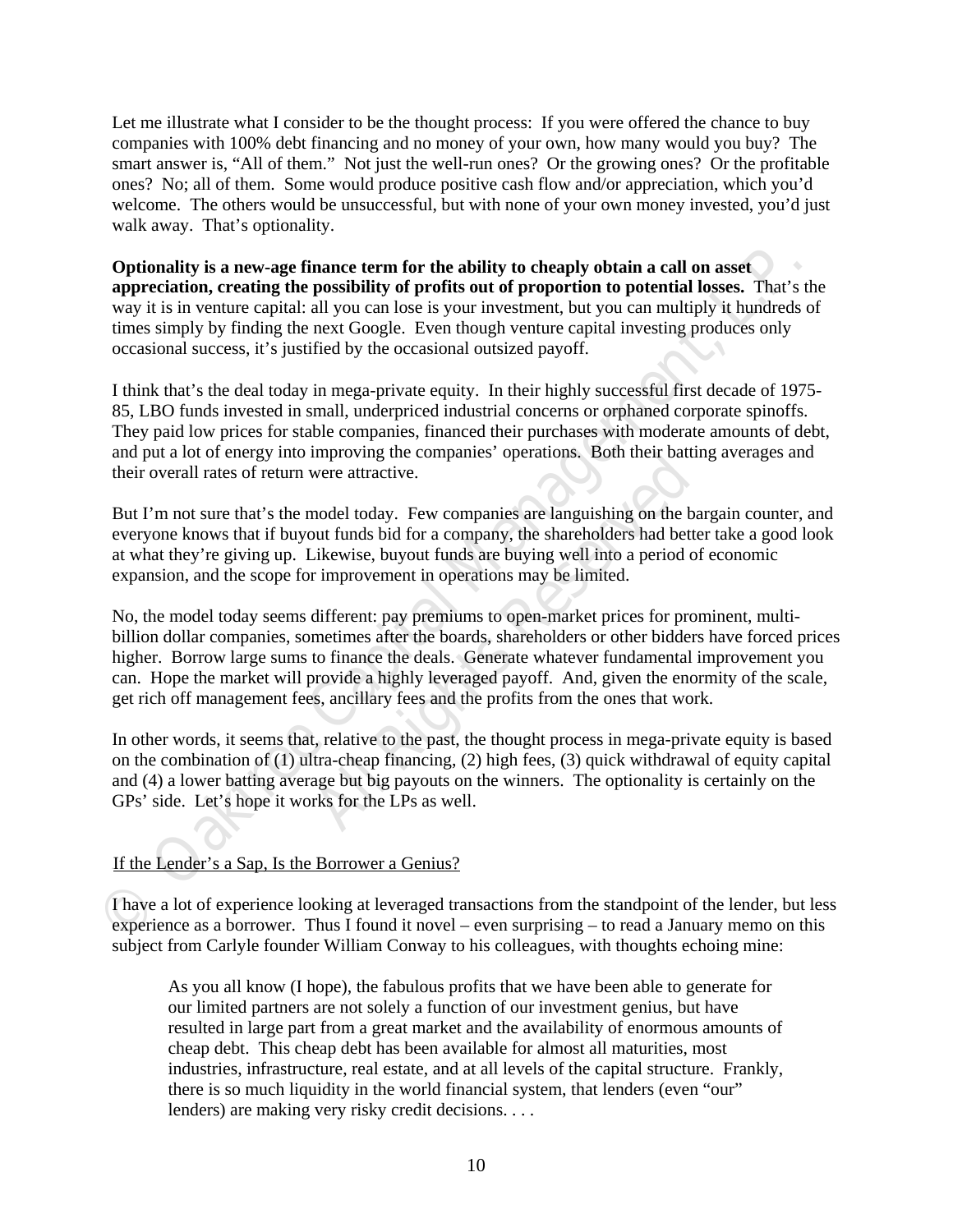Let me illustrate what I consider to be the thought process: If you were offered the chance to buy companies with 100% debt financing and no money of your own, how many would you buy? The smart answer is, "All of them." Not just the well-run ones? Or the growing ones? Or the profitable ones? No; all of them. Some would produce positive cash flow and/or appreciation, which you'd welcome. The others would be unsuccessful, but with none of your own money invested, you'd just walk away. That's optionality.

**Optionality is a new-age finance term for the ability to cheaply obtain a call on asset appreciation, creating the possibility of profits out of proportion to potential losses.** That's the way it is in venture capital: all you can lose is your investment, but you can multiply it hundreds of times simply by finding the next Google. Even though venture capital investing produces only occasional success, it's justified by the occasional outsized payoff.

I think that's the deal today in mega-private equity. In their highly successful first decade of 1975-85, LBO funds invested in small, underpriced industrial concerns or orphaned corporate spinoffs. They paid low prices for stable companies, financed their purchases with moderate amounts of debt, and put a lot of energy into improving the companies' operations. Both their batting averages and their overall rates of return were attractive.

But I'm not sure that's the model today. Few companies are languishing on the bargain counter, and everyone knows that if buyout funds bid for a company, the shareholders had better take a good look at what they're giving up. Likewise, buyout funds are buying well into a period of economic expansion, and the scope for improvement in operations may be limited.

No, the model today seems different: pay premiums to open-market prices for prominent, multi-billion dollar companies, sometimes after the boards, shareholders or other bidders have forced prices higher. Borrow large sums to finance the deals. Generate whatever fundamental improvement you can. Hope the market will provide a highly leveraged payoff. And, given the enormity of the scale, get rich off management fees, ancillary fees and the profits from the ones that work.

In other words, it seems that, relative to the past, the thought process in mega-private equity is based on the combination of (1) ultra-cheap financing, (2) high fees, (3) quick withdrawal of equity capital and (4) a lower batting average but big payouts on the winners. The optionality is certainly on the GPs' side. Let's hope it works for the LPs as well.

<u>If the Lender's a Sap, Is the Borrower a Genius?</u>

I have a lot of experience looking at leveraged transactions from the standpoint of the lender, but less experience as a borrower. Thus I found it novel – even surprising – to read a January memo on this subject from Carlyle founder William Conway to his colleagues, with thoughts echoing mine:

> As you all know (I hope), the fabulous profits that we have been able to generate for our limited partners are not solely a function of our investment genius, but have resulted in large part from a great market and the availability of enormous amounts of cheap debt. This cheap debt has been available for almost all maturities, most industries, infrastructure, real estate, and at all levels of the capital structure. Frankly, there is so much liquidity in the world financial system, that lenders (even "our" lenders) are making very risky credit decisions. . . .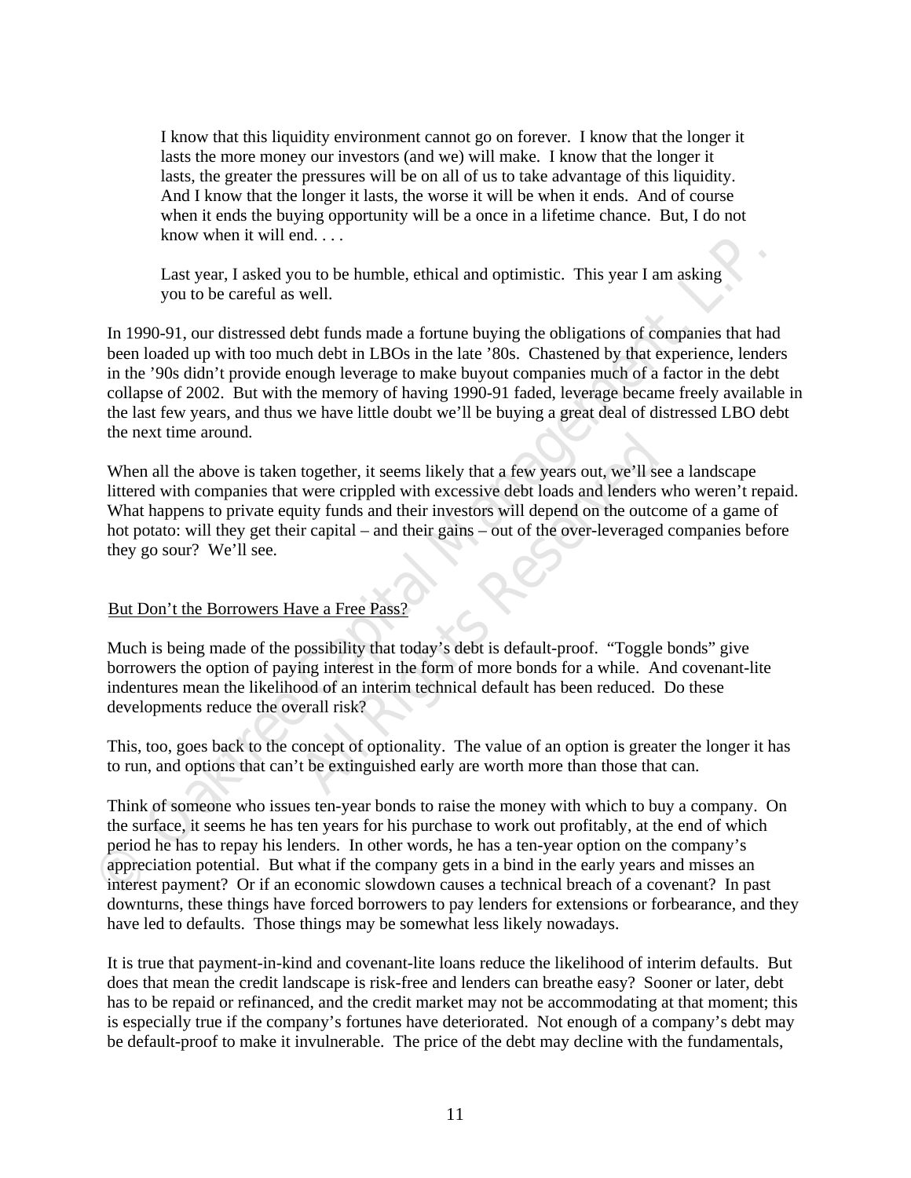> I know that this liquidity environment cannot go on forever. I know that the longer it lasts the more money our investors (and we) will make. I know that the longer it lasts, the greater the pressures will be on all of us to take advantage of this liquidity. And I know that the longer it lasts, the worse it will be when it ends. And of course when it ends the buying opportunity will be a once in a lifetime chance. But, I do not know when it will end. . . .
>
> Last year, I asked you to be humble, ethical and optimistic. This year I am asking you to be careful as well.

In 1990-91, our distressed debt funds made a fortune buying the obligations of companies that had been loaded up with too much debt in LBOs in the late '80s. Chastened by that experience, lenders in the '90s didn't provide enough leverage to make buyout companies much of a factor in the debt collapse of 2002. But with the memory of having 1990-91 faded, leverage became freely available in the last few years, and thus we have little doubt we'll be buying a great deal of distressed LBO debt the next time around.

When all the above is taken together, it seems likely that a few years out, we'll see a landscape littered with companies that were crippled with excessive debt loads and lenders who weren't repaid. What happens to private equity funds and their investors will depend on the outcome of a game of hot potato: will they get their capital – and their gains – out of the over-leveraged companies before they go sour? We'll see.

## But Don't the Borrowers Have a Free Pass?

Much is being made of the possibility that today's debt is default-proof. "Toggle bonds" give borrowers the option of paying interest in the form of more bonds for a while. And covenant-lite indentures mean the likelihood of an interim technical default has been reduced. Do these developments reduce the overall risk?

This, too, goes back to the concept of optionality. The value of an option is greater the longer it has to run, and options that can't be extinguished early are worth more than those that can.

Think of someone who issues ten-year bonds to raise the money with which to buy a company. On the surface, it seems he has ten years for his purchase to work out profitably, at the end of which period he has to repay his lenders. In other words, he has a ten-year option on the company's appreciation potential. But what if the company gets in a bind in the early years and misses an interest payment? Or if an economic slowdown causes a technical breach of a covenant? In past downturns, these things have forced borrowers to pay lenders for extensions or forbearance, and they have led to defaults. Those things may be somewhat less likely nowadays.

It is true that payment-in-kind and covenant-lite loans reduce the likelihood of interim defaults. But does that mean the credit landscape is risk-free and lenders can breathe easy? Sooner or later, debt has to be repaid or refinanced, and the credit market may not be accommodating at that moment; this is especially true if the company's fortunes have deteriorated. Not enough of a company's debt may be default-proof to make it invulnerable. The price of the debt may decline with the fundamentals,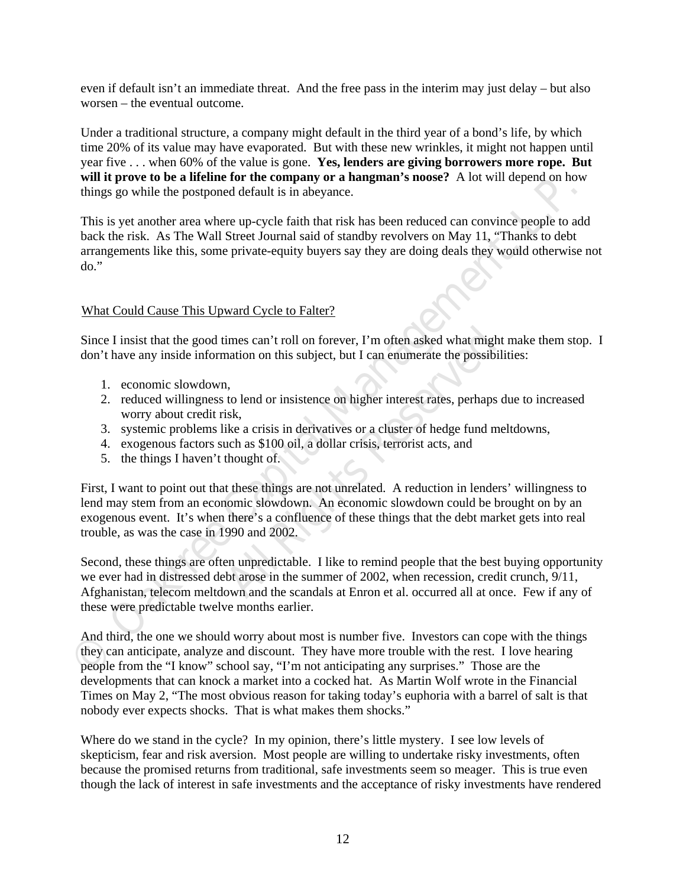even if default isn't an immediate threat. And the free pass in the interim may just delay – but also worsen – the eventual outcome.

Under a traditional structure, a company might default in the third year of a bond's life, by which time 20% of its value may have evaporated. But with these new wrinkles, it might not happen until year five . . . when 60% of the value is gone. **Yes, lenders are giving borrowers more rope. But will it prove to be a lifeline for the company or a hangman's noose?** A lot will depend on how things go while the postponed default is in abeyance.

This is yet another area where up-cycle faith that risk has been reduced can convince people to add back the risk. As The Wall Street Journal said of standby revolvers on May 11, "Thanks to debt arrangements like this, some private-equity buyers say they are doing deals they would otherwise not do."

## What Could Cause This Upward Cycle to Falter?

Since I insist that the good times can't roll on forever, I'm often asked what might make them stop. I don't have any inside information on this subject, but I can enumerate the possibilities:

1. economic slowdown,
2. reduced willingness to lend or insistence on higher interest rates, perhaps due to increased worry about credit risk,
3. systemic problems like a crisis in derivatives or a cluster of hedge fund meltdowns,
4. exogenous factors such as $100 oil, a dollar crisis, terrorist acts, and
5. the things I haven't thought of.

First, I want to point out that these things are not unrelated. A reduction in lenders' willingness to lend may stem from an economic slowdown. An economic slowdown could be brought on by an exogenous event. It's when there's a confluence of these things that the debt market gets into real trouble, as was the case in 1990 and 2002.

Second, these things are often unpredictable. I like to remind people that the best buying opportunity we ever had in distressed debt arose in the summer of 2002, when recession, credit crunch, 9/11, Afghanistan, telecom meltdown and the scandals at Enron et al. occurred all at once. Few if any of these were predictable twelve months earlier.

And third, the one we should worry about most is number five. Investors can cope with the things they can anticipate, analyze and discount. They have more trouble with the rest. I love hearing people from the "I know" school say, "I'm not anticipating any surprises." Those are the developments that can knock a market into a cocked hat. As Martin Wolf wrote in the Financial Times on May 2, "The most obvious reason for taking today's euphoria with a barrel of salt is that nobody ever expects shocks. That is what makes them shocks."

Where do we stand in the cycle? In my opinion, there's little mystery. I see low levels of skepticism, fear and risk aversion. Most people are willing to undertake risky investments, often because the promised returns from traditional, safe investments seem so meager. This is true even though the lack of interest in safe investments and the acceptance of risky investments have rendered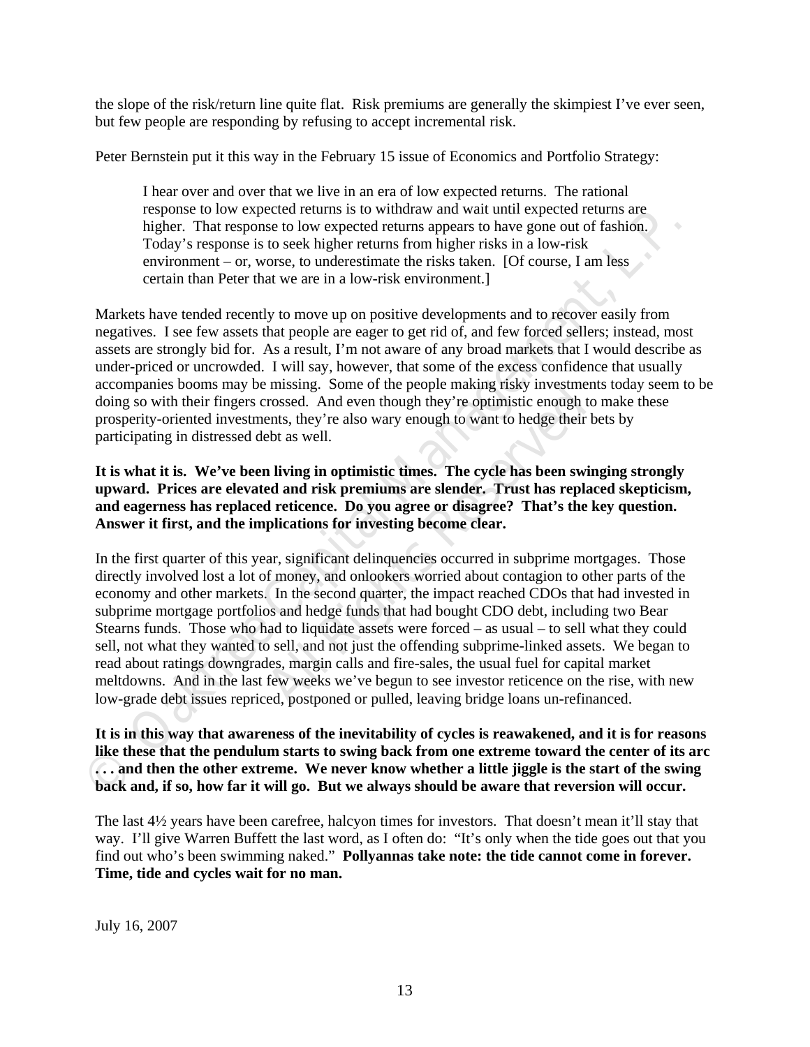the slope of the risk/return line quite flat. Risk premiums are generally the skimpiest I've ever seen, but few people are responding by refusing to accept incremental risk.

Peter Bernstein put it this way in the February 15 issue of Economics and Portfolio Strategy:

> I hear over and over that we live in an era of low expected returns. The rational response to low expected returns is to withdraw and wait until expected returns are higher. That response to low expected returns appears to have gone out of fashion. Today's response is to seek higher returns from higher risks in a low-risk environment – or, worse, to underestimate the risks taken. [Of course, I am less certain than Peter that we are in a low-risk environment.]

Markets have tended recently to move up on positive developments and to recover easily from negatives. I see few assets that people are eager to get rid of, and few forced sellers; instead, most assets are strongly bid for. As a result, I'm not aware of any broad markets that I would describe as under-priced or uncrowded. I will say, however, that some of the excess confidence that usually accompanies booms may be missing. Some of the people making risky investments today seem to be doing so with their fingers crossed. And even though they're optimistic enough to make these prosperity-oriented investments, they're also wary enough to want to hedge their bets by participating in distressed debt as well.

**It is what it is. We've been living in optimistic times. The cycle has been swinging strongly upward. Prices are elevated and risk premiums are slender. Trust has replaced skepticism, and eagerness has replaced reticence. Do you agree or disagree? That's the key question. Answer it first, and the implications for investing become clear.**

In the first quarter of this year, significant delinquencies occurred in subprime mortgages. Those directly involved lost a lot of money, and onlookers worried about contagion to other parts of the economy and other markets. In the second quarter, the impact reached CDOs that had invested in subprime mortgage portfolios and hedge funds that had bought CDO debt, including two Bear Stearns funds. Those who had to liquidate assets were forced – as usual – to sell what they could sell, not what they wanted to sell, and not just the offending subprime-linked assets. We began to read about ratings downgrades, margin calls and fire-sales, the usual fuel for capital market meltdowns. And in the last few weeks we've begun to see investor reticence on the rise, with new low-grade debt issues repriced, postponed or pulled, leaving bridge loans un-refinanced.

**It is in this way that awareness of the inevitability of cycles is reawakened, and it is for reasons like these that the pendulum starts to swing back from one extreme toward the center of its arc . . . and then the other extreme. We never know whether a little jiggle is the start of the swing back and, if so, how far it will go. But we always should be aware that reversion will occur.**

The last 4½ years have been carefree, halcyon times for investors. That doesn't mean it'll stay that way. I'll give Warren Buffett the last word, as I often do: "It's only when the tide goes out that you find out who's been swimming naked." **Pollyannas take note: the tide cannot come in forever. Time, tide and cycles wait for no man.**

July 16, 2007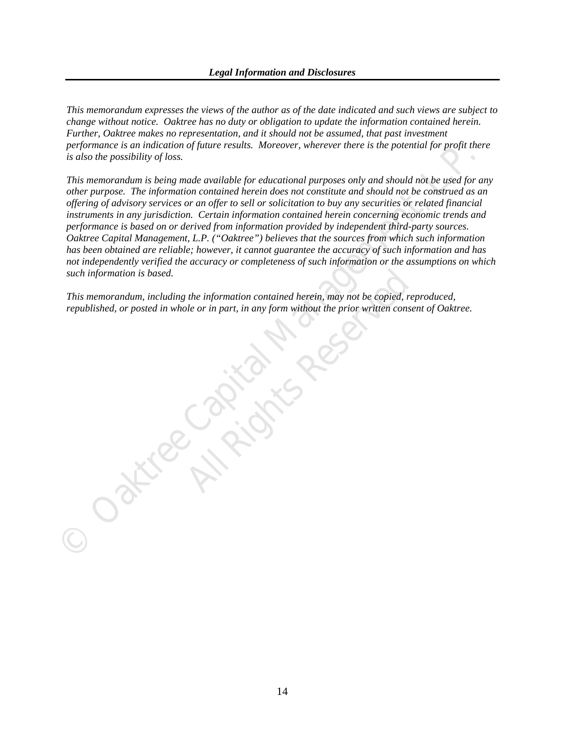***Legal Information and Disclosures***

*This memorandum expresses the views of the author as of the date indicated and such views are subject to change without notice. Oaktree has no duty or obligation to update the information contained herein. Further, Oaktree makes no representation, and it should not be assumed, that past investment performance is an indication of future results. Moreover, wherever there is the potential for profit there is also the possibility of loss.*

*This memorandum is being made available for educational purposes only and should not be used for any other purpose. The information contained herein does not constitute and should not be construed as an offering of advisory services or an offer to sell or solicitation to buy any securities or related financial instruments in any jurisdiction. Certain information contained herein concerning economic trends and performance is based on or derived from information provided by independent third-party sources. Oaktree Capital Management, L.P. ("Oaktree") believes that the sources from which such information has been obtained are reliable; however, it cannot guarantee the accuracy of such information and has not independently verified the accuracy or completeness of such information or the assumptions on which such information is based.*

*This memorandum, including the information contained herein, may not be copied, reproduced, republished, or posted in whole or in part, in any form without the prior written consent of Oaktree.*